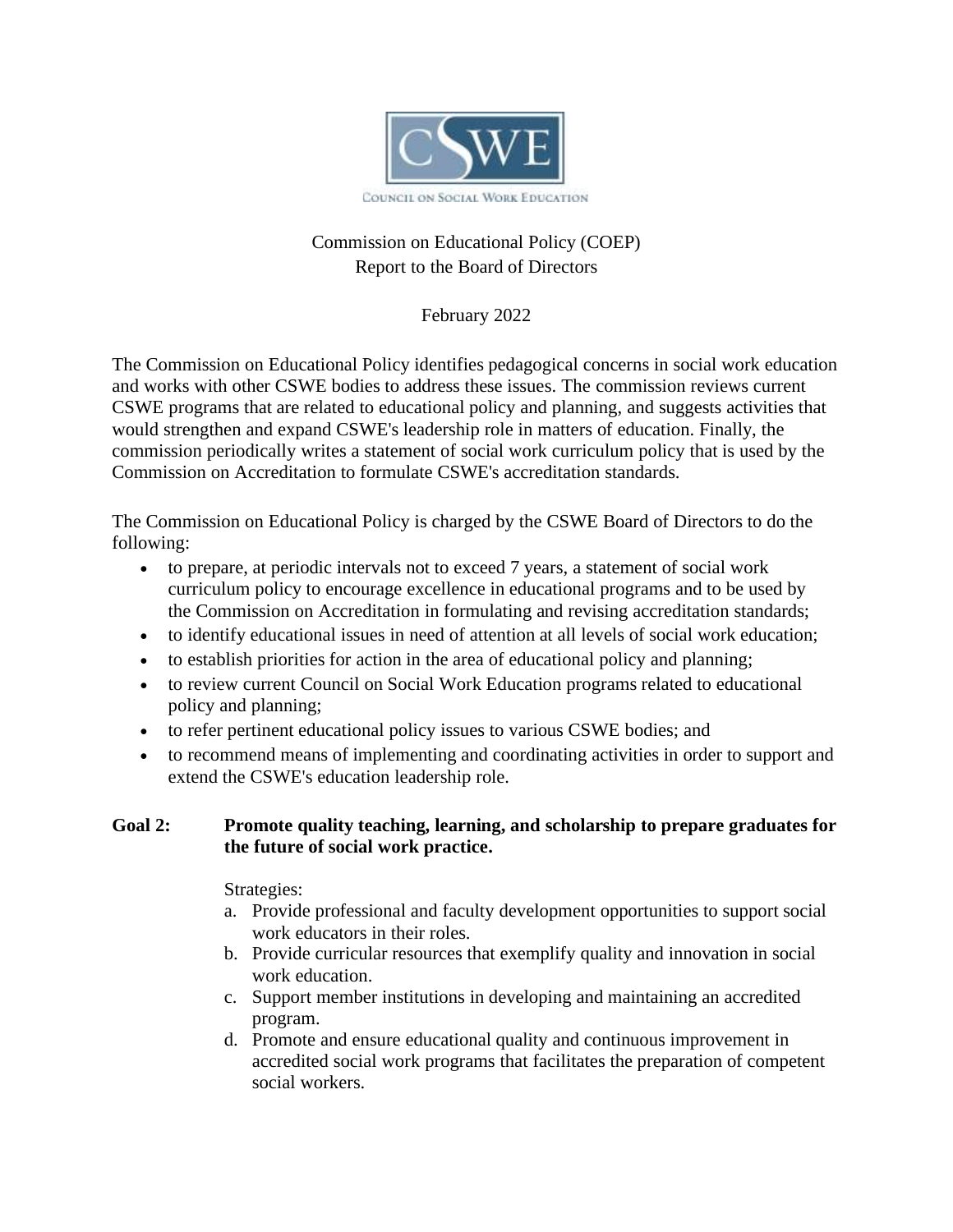# Commission on Educational Policy (COEP)
## Report to the Board of Directors

February 2022

The Commission on Educational Policy identifies pedagogical concerns in social work education and works with other CSWE bodies to address these issues. The commission reviews current CSWE programs that are related to educational policy and planning, and suggests activities that would strengthen and expand CSWE's leadership role in matters of education. Finally, the commission periodically writes a statement of social work curriculum policy that is used by the Commission on Accreditation to formulate CSWE's accreditation standards.

The Commission on Educational Policy is charged by the CSWE Board of Directors to do the following:

- to prepare, at periodic intervals not to exceed 7 years, a statement of social work curriculum policy to encourage excellence in educational programs and to be used by the Commission on Accreditation in formulating and revising accreditation standards;
- to identify educational issues in need of attention at all levels of social work education;
- to establish priorities for action in the area of educational policy and planning;
- to review current Council on Social Work Education programs related to educational policy and planning;
- to refer pertinent educational policy issues to various CSWE bodies; and
- to recommend means of implementing and coordinating activities in order to support and extend the CSWE's education leadership role.

**Goal 2: Promote quality teaching, learning, and scholarship to prepare graduates for the future of social work practice.**

Strategies:

a. Provide professional and faculty development opportunities to support social work educators in their roles.
b. Provide curricular resources that exemplify quality and innovation in social work education.
c. Support member institutions in developing and maintaining an accredited program.
d. Promote and ensure educational quality and continuous improvement in accredited social work programs that facilitates the preparation of competent social workers.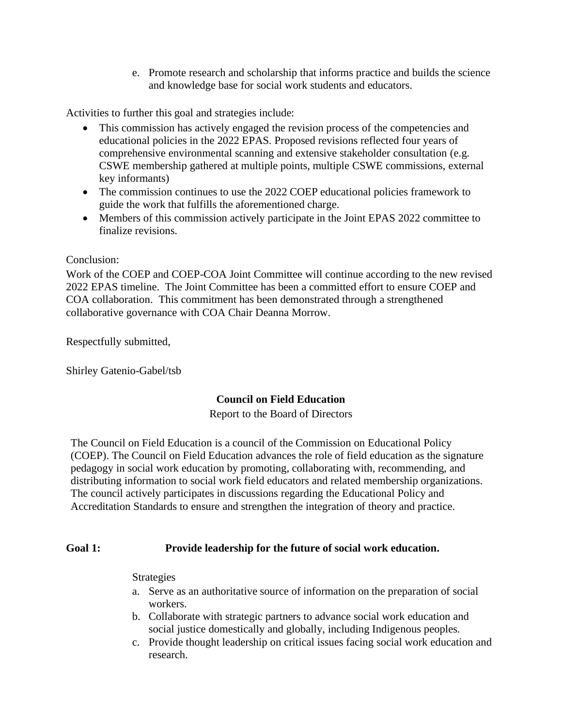e. Promote research and scholarship that informs practice and builds the science and knowledge base for social work students and educators.

Activities to further this goal and strategies include:

- This commission has actively engaged the revision process of the competencies and educational policies in the 2022 EPAS. Proposed revisions reflected four years of comprehensive environmental scanning and extensive stakeholder consultation (e.g. CSWE membership gathered at multiple points, multiple CSWE commissions, external key informants)
- The commission continues to use the 2022 COEP educational policies framework to guide the work that fulfills the aforementioned charge.
- Members of this commission actively participate in the Joint EPAS 2022 committee to finalize revisions.

Conclusion:
Work of the COEP and COEP-COA Joint Committee will continue according to the new revised 2022 EPAS timeline. The Joint Committee has been a committed effort to ensure COEP and COA collaboration. This commitment has been demonstrated through a strengthened collaborative governance with COA Chair Deanna Morrow.

Respectfully submitted,

Shirley Gatenio-Gabel/tsb

## Council on Field Education

Report to the Board of Directors

The Council on Field Education is a council of the Commission on Educational Policy (COEP). The Council on Field Education advances the role of field education as the signature pedagogy in social work education by promoting, collaborating with, recommending, and distributing information to social work field educators and related membership organizations. The council actively participates in discussions regarding the Educational Policy and Accreditation Standards to ensure and strengthen the integration of theory and practice.

**Goal 1: Provide leadership for the future of social work education.**

Strategies

a. Serve as an authoritative source of information on the preparation of social workers.
b. Collaborate with strategic partners to advance social work education and social justice domestically and globally, including Indigenous peoples.
c. Provide thought leadership on critical issues facing social work education and research.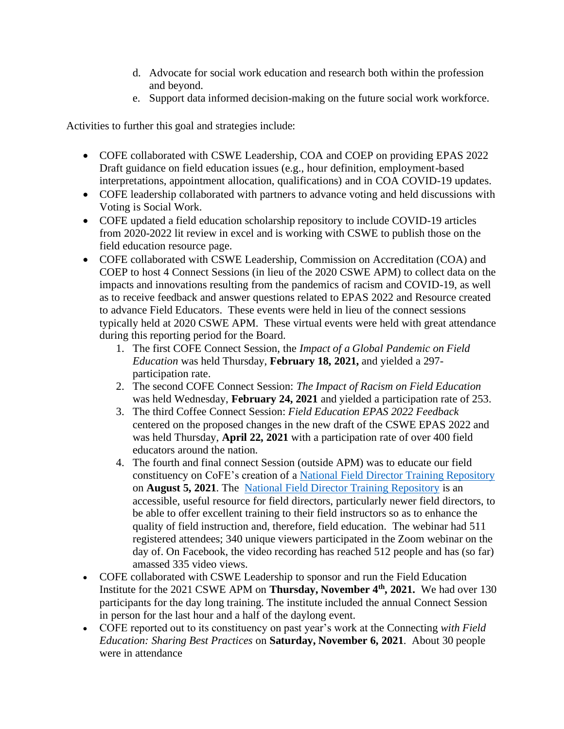d. Advocate for social work education and research both within the profession and beyond.
e. Support data informed decision-making on the future social work workforce.

Activities to further this goal and strategies include:

- COFE collaborated with CSWE Leadership, COA and COEP on providing EPAS 2022 Draft guidance on field education issues (e.g., hour definition, employment-based interpretations, appointment allocation, qualifications) and in COA COVID-19 updates.
- COFE leadership collaborated with partners to advance voting and held discussions with Voting is Social Work.
- COFE updated a field education scholarship repository to include COVID-19 articles from 2020-2022 lit review in excel and is working with CSWE to publish those on the field education resource page.
- COFE collaborated with CSWE Leadership, Commission on Accreditation (COA) and COEP to host 4 Connect Sessions (in lieu of the 2020 CSWE APM) to collect data on the impacts and innovations resulting from the pandemics of racism and COVID-19, as well as to receive feedback and answer questions related to EPAS 2022 and Resource created to advance Field Educators. These events were held in lieu of the connect sessions typically held at 2020 CSWE APM. These virtual events were held with great attendance during this reporting period for the Board.
  1. The first COFE Connect Session, the *Impact of a Global Pandemic on Field Education* was held Thursday, **February 18, 2021,** and yielded a 297-participation rate.
  2. The second COFE Connect Session: *The Impact of Racism on Field Education* was held Wednesday, **February 24, 2021** and yielded a participation rate of 253.
  3. The third Coffee Connect Session: *Field Education EPAS 2022 Feedback* centered on the proposed changes in the new draft of the CSWE EPAS 2022 and was held Thursday, **April 22, 2021** with a participation rate of over 400 field educators around the nation.
  4. The fourth and final connect Session (outside APM) was to educate our field constituency on CoFE's creation of a National Field Director Training Repository on **August 5, 2021**. The National Field Director Training Repository is an accessible, useful resource for field directors, particularly newer field directors, to be able to offer excellent training to their field instructors so as to enhance the quality of field instruction and, therefore, field education. The webinar had 511 registered attendees; 340 unique viewers participated in the Zoom webinar on the day of. On Facebook, the video recording has reached 512 people and has (so far) amassed 335 video views.
- COFE collaborated with CSWE Leadership to sponsor and run the Field Education Institute for the 2021 CSWE APM on **Thursday, November 4th, 2021.** We had over 130 participants for the day long training. The institute included the annual Connect Session in person for the last hour and a half of the daylong event.
- COFE reported out to its constituency on past year's work at the Connecting *with Field Education: Sharing Best Practices* on **Saturday, November 6, 2021**. About 30 people were in attendance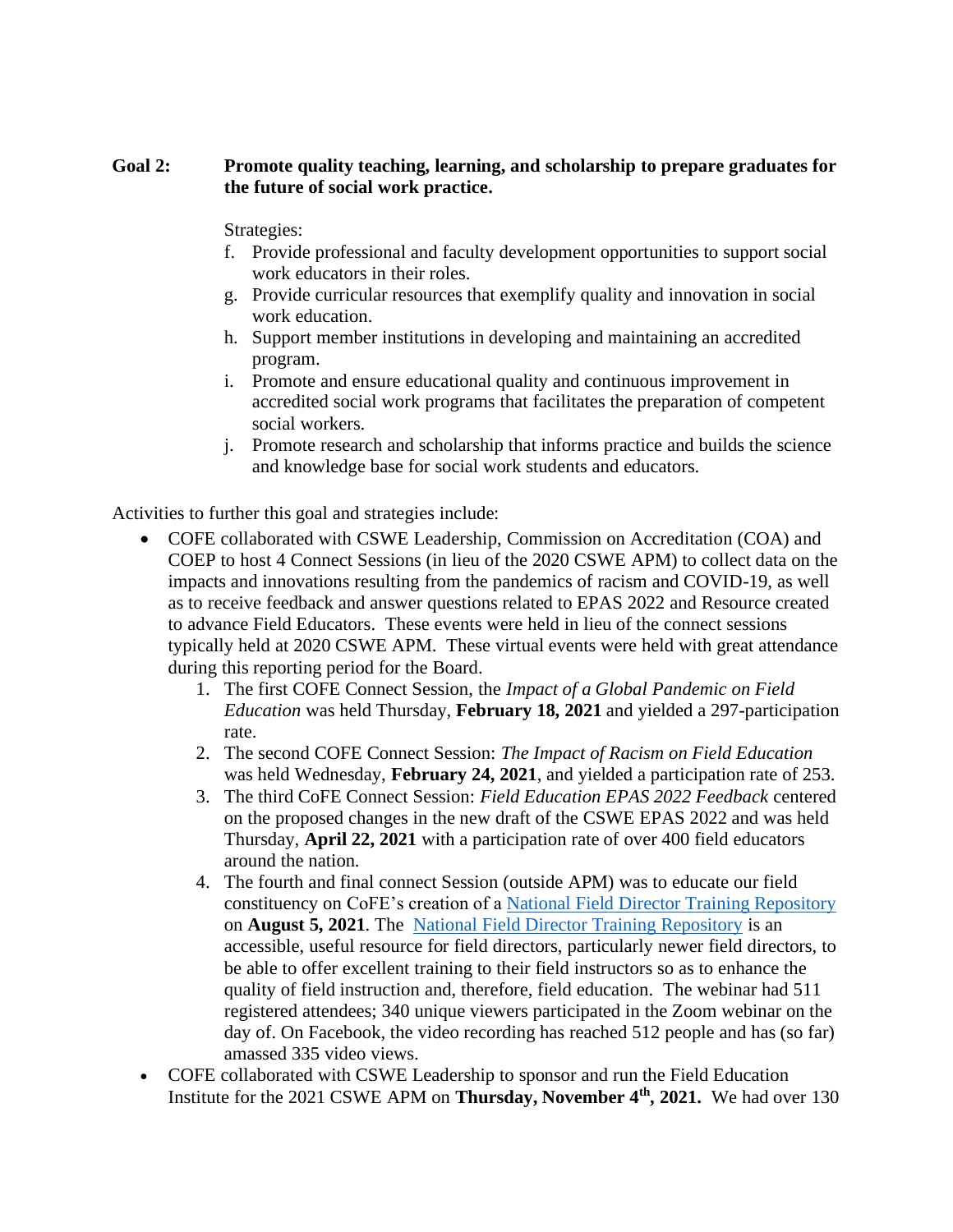**Goal 2: Promote quality teaching, learning, and scholarship to prepare graduates for the future of social work practice.**

Strategies:

f. Provide professional and faculty development opportunities to support social work educators in their roles.
g. Provide curricular resources that exemplify quality and innovation in social work education.
h. Support member institutions in developing and maintaining an accredited program.
i. Promote and ensure educational quality and continuous improvement in accredited social work programs that facilitates the preparation of competent social workers.
j. Promote research and scholarship that informs practice and builds the science and knowledge base for social work students and educators.

Activities to further this goal and strategies include:

- COFE collaborated with CSWE Leadership, Commission on Accreditation (COA) and COEP to host 4 Connect Sessions (in lieu of the 2020 CSWE APM) to collect data on the impacts and innovations resulting from the pandemics of racism and COVID-19, as well as to receive feedback and answer questions related to EPAS 2022 and Resource created to advance Field Educators. These events were held in lieu of the connect sessions typically held at 2020 CSWE APM. These virtual events were held with great attendance during this reporting period for the Board.
    1. The first COFE Connect Session, the *Impact of a Global Pandemic on Field Education* was held Thursday, **February 18, 2021** and yielded a 297-participation rate.
    2. The second COFE Connect Session: *The Impact of Racism on Field Education* was held Wednesday, **February 24, 2021**, and yielded a participation rate of 253.
    3. The third CoFE Connect Session: *Field Education EPAS 2022 Feedback* centered on the proposed changes in the new draft of the CSWE EPAS 2022 and was held Thursday, **April 22, 2021** with a participation rate of over 400 field educators around the nation.
    4. The fourth and final connect Session (outside APM) was to educate our field constituency on CoFE's creation of a National Field Director Training Repository on **August 5, 2021**. The National Field Director Training Repository is an accessible, useful resource for field directors, particularly newer field directors, to be able to offer excellent training to their field instructors so as to enhance the quality of field instruction and, therefore, field education. The webinar had 511 registered attendees; 340 unique viewers participated in the Zoom webinar on the day of. On Facebook, the video recording has reached 512 people and has (so far) amassed 335 video views.
- COFE collaborated with CSWE Leadership to sponsor and run the Field Education Institute for the 2021 CSWE APM on **Thursday, November 4th, 2021.** We had over 130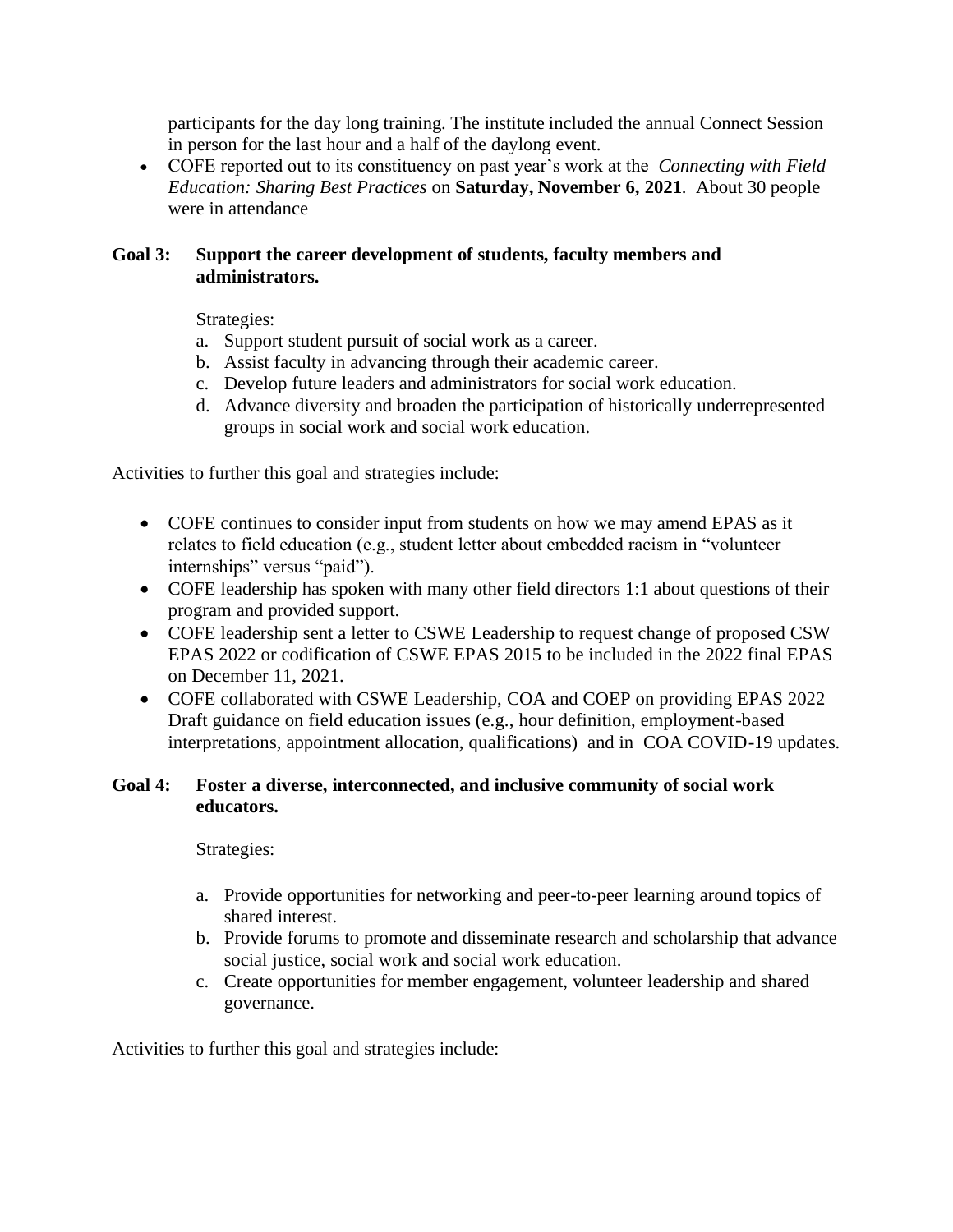participants for the day long training. The institute included the annual Connect Session in person for the last hour and a half of the daylong event.

- COFE reported out to its constituency on past year's work at the *Connecting with Field Education: Sharing Best Practices* on **Saturday, November 6, 2021**. About 30 people were in attendance

**Goal 3: Support the career development of students, faculty members and administrators.**

Strategies:

a. Support student pursuit of social work as a career.
b. Assist faculty in advancing through their academic career.
c. Develop future leaders and administrators for social work education.
d. Advance diversity and broaden the participation of historically underrepresented groups in social work and social work education.

Activities to further this goal and strategies include:

- COFE continues to consider input from students on how we may amend EPAS as it relates to field education (e.g., student letter about embedded racism in "volunteer internships" versus "paid").
- COFE leadership has spoken with many other field directors 1:1 about questions of their program and provided support.
- COFE leadership sent a letter to CSWE Leadership to request change of proposed CSW EPAS 2022 or codification of CSWE EPAS 2015 to be included in the 2022 final EPAS on December 11, 2021.
- COFE collaborated with CSWE Leadership, COA and COEP on providing EPAS 2022 Draft guidance on field education issues (e.g., hour definition, employment-based interpretations, appointment allocation, qualifications) and in COA COVID-19 updates.

**Goal 4: Foster a diverse, interconnected, and inclusive community of social work educators.**

Strategies:

a. Provide opportunities for networking and peer-to-peer learning around topics of shared interest.
b. Provide forums to promote and disseminate research and scholarship that advance social justice, social work and social work education.
c. Create opportunities for member engagement, volunteer leadership and shared governance.

Activities to further this goal and strategies include: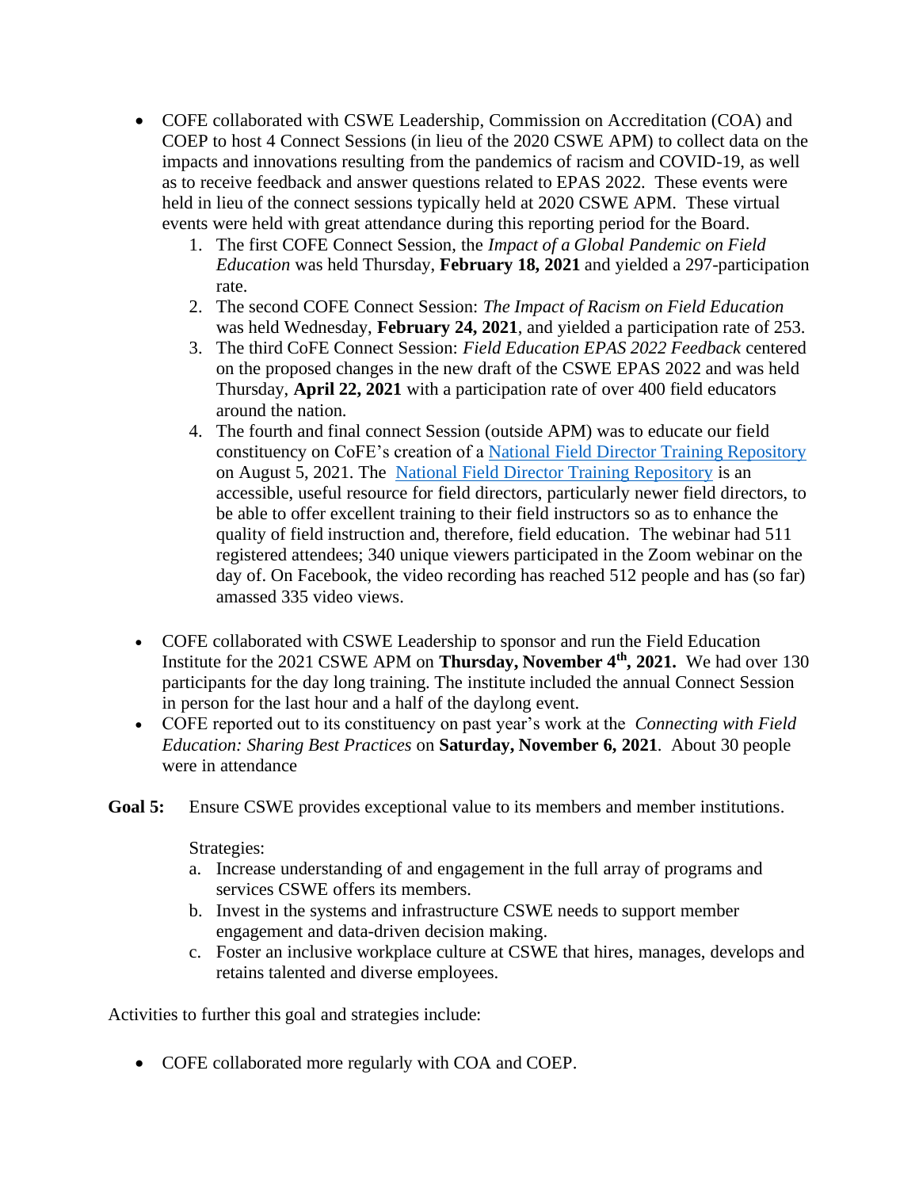- COFE collaborated with CSWE Leadership, Commission on Accreditation (COA) and COEP to host 4 Connect Sessions (in lieu of the 2020 CSWE APM) to collect data on the impacts and innovations resulting from the pandemics of racism and COVID-19, as well as to receive feedback and answer questions related to EPAS 2022. These events were held in lieu of the connect sessions typically held at 2020 CSWE APM. These virtual events were held with great attendance during this reporting period for the Board.
  1. The first COFE Connect Session, the *Impact of a Global Pandemic on Field Education* was held Thursday, **February 18, 2021** and yielded a 297-participation rate.
  2. The second COFE Connect Session: *The Impact of Racism on Field Education* was held Wednesday, **February 24, 2021**, and yielded a participation rate of 253.
  3. The third CoFE Connect Session: *Field Education EPAS 2022 Feedback* centered on the proposed changes in the new draft of the CSWE EPAS 2022 and was held Thursday, **April 22, 2021** with a participation rate of over 400 field educators around the nation.
  4. The fourth and final connect Session (outside APM) was to educate our field constituency on CoFE's creation of a National Field Director Training Repository on August 5, 2021. The National Field Director Training Repository is an accessible, useful resource for field directors, particularly newer field directors, to be able to offer excellent training to their field instructors so as to enhance the quality of field instruction and, therefore, field education. The webinar had 511 registered attendees; 340 unique viewers participated in the Zoom webinar on the day of. On Facebook, the video recording has reached 512 people and has (so far) amassed 335 video views.

- COFE collaborated with CSWE Leadership to sponsor and run the Field Education Institute for the 2021 CSWE APM on **Thursday, November 4th, 2021.** We had over 130 participants for the day long training. The institute included the annual Connect Session in person for the last hour and a half of the daylong event.
- COFE reported out to its constituency on past year's work at the *Connecting with Field Education: Sharing Best Practices* on **Saturday, November 6, 2021**. About 30 people were in attendance

**Goal 5:** Ensure CSWE provides exceptional value to its members and member institutions.

Strategies:

a. Increase understanding of and engagement in the full array of programs and services CSWE offers its members.
b. Invest in the systems and infrastructure CSWE needs to support member engagement and data-driven decision making.
c. Foster an inclusive workplace culture at CSWE that hires, manages, develops and retains talented and diverse employees.

Activities to further this goal and strategies include:

- COFE collaborated more regularly with COA and COEP.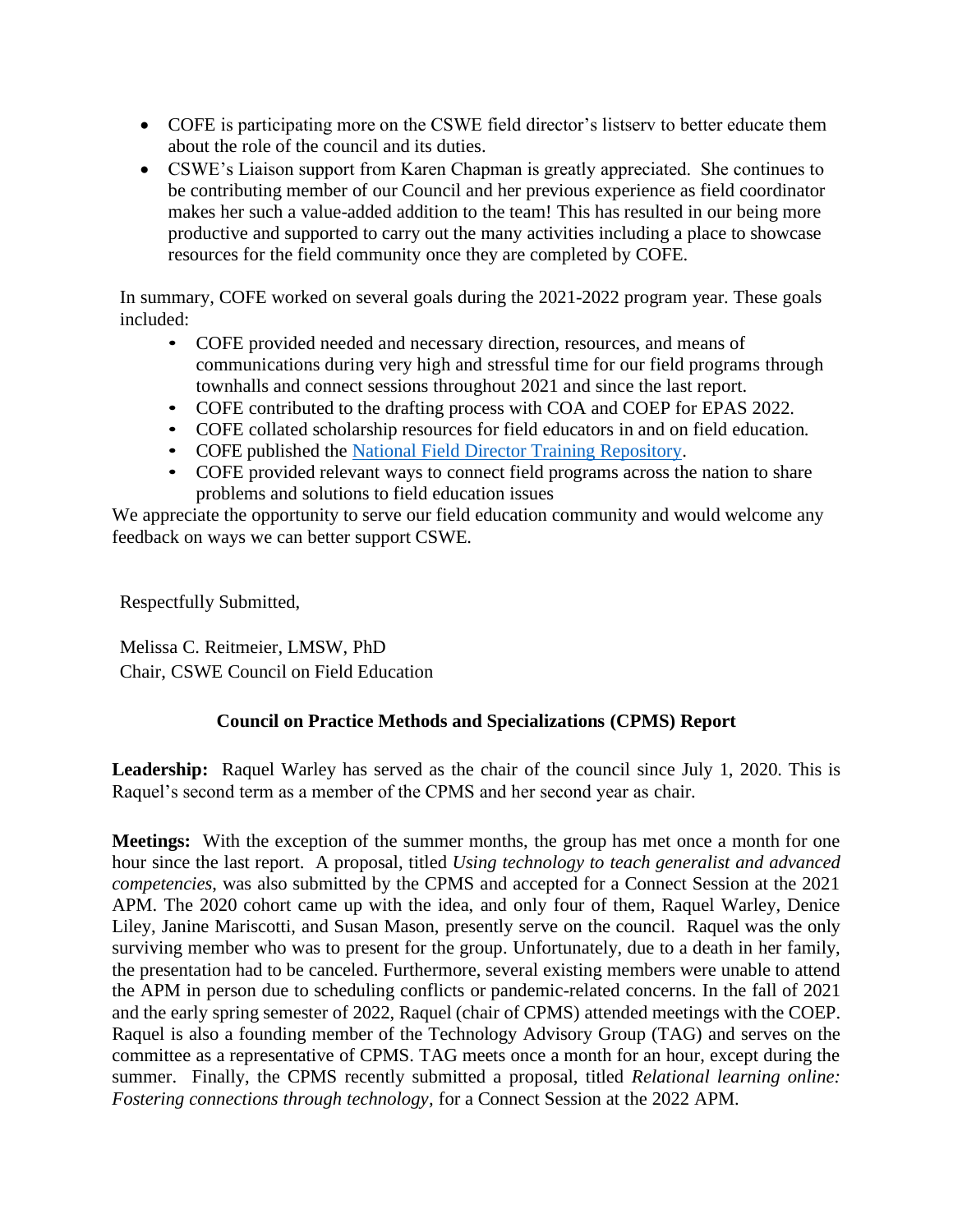- COFE is participating more on the CSWE field director's listserv to better educate them about the role of the council and its duties.
- CSWE's Liaison support from Karen Chapman is greatly appreciated. She continues to be contributing member of our Council and her previous experience as field coordinator makes her such a value-added addition to the team! This has resulted in our being more productive and supported to carry out the many activities including a place to showcase resources for the field community once they are completed by COFE.

In summary, COFE worked on several goals during the 2021-2022 program year. These goals included:

- COFE provided needed and necessary direction, resources, and means of communications during very high and stressful time for our field programs through townhalls and connect sessions throughout 2021 and since the last report.
- COFE contributed to the drafting process with COA and COEP for EPAS 2022.
- COFE collated scholarship resources for field educators in and on field education.
- COFE published the National Field Director Training Repository.
- COFE provided relevant ways to connect field programs across the nation to share problems and solutions to field education issues

We appreciate the opportunity to serve our field education community and would welcome any feedback on ways we can better support CSWE.

Respectfully Submitted,

Melissa C. Reitmeier, LMSW, PhD
Chair, CSWE Council on Field Education

## Council on Practice Methods and Specializations (CPMS) Report

**Leadership:** Raquel Warley has served as the chair of the council since July 1, 2020. This is Raquel's second term as a member of the CPMS and her second year as chair.

**Meetings:** With the exception of the summer months, the group has met once a month for one hour since the last report. A proposal, titled *Using technology to teach generalist and advanced competencies*, was also submitted by the CPMS and accepted for a Connect Session at the 2021 APM. The 2020 cohort came up with the idea, and only four of them, Raquel Warley, Denice Liley, Janine Mariscotti, and Susan Mason, presently serve on the council. Raquel was the only surviving member who was to present for the group. Unfortunately, due to a death in her family, the presentation had to be canceled. Furthermore, several existing members were unable to attend the APM in person due to scheduling conflicts or pandemic-related concerns. In the fall of 2021 and the early spring semester of 2022, Raquel (chair of CPMS) attended meetings with the COEP. Raquel is also a founding member of the Technology Advisory Group (TAG) and serves on the committee as a representative of CPMS. TAG meets once a month for an hour, except during the summer. Finally, the CPMS recently submitted a proposal, titled *Relational learning online: Fostering connections through technology,* for a Connect Session at the 2022 APM.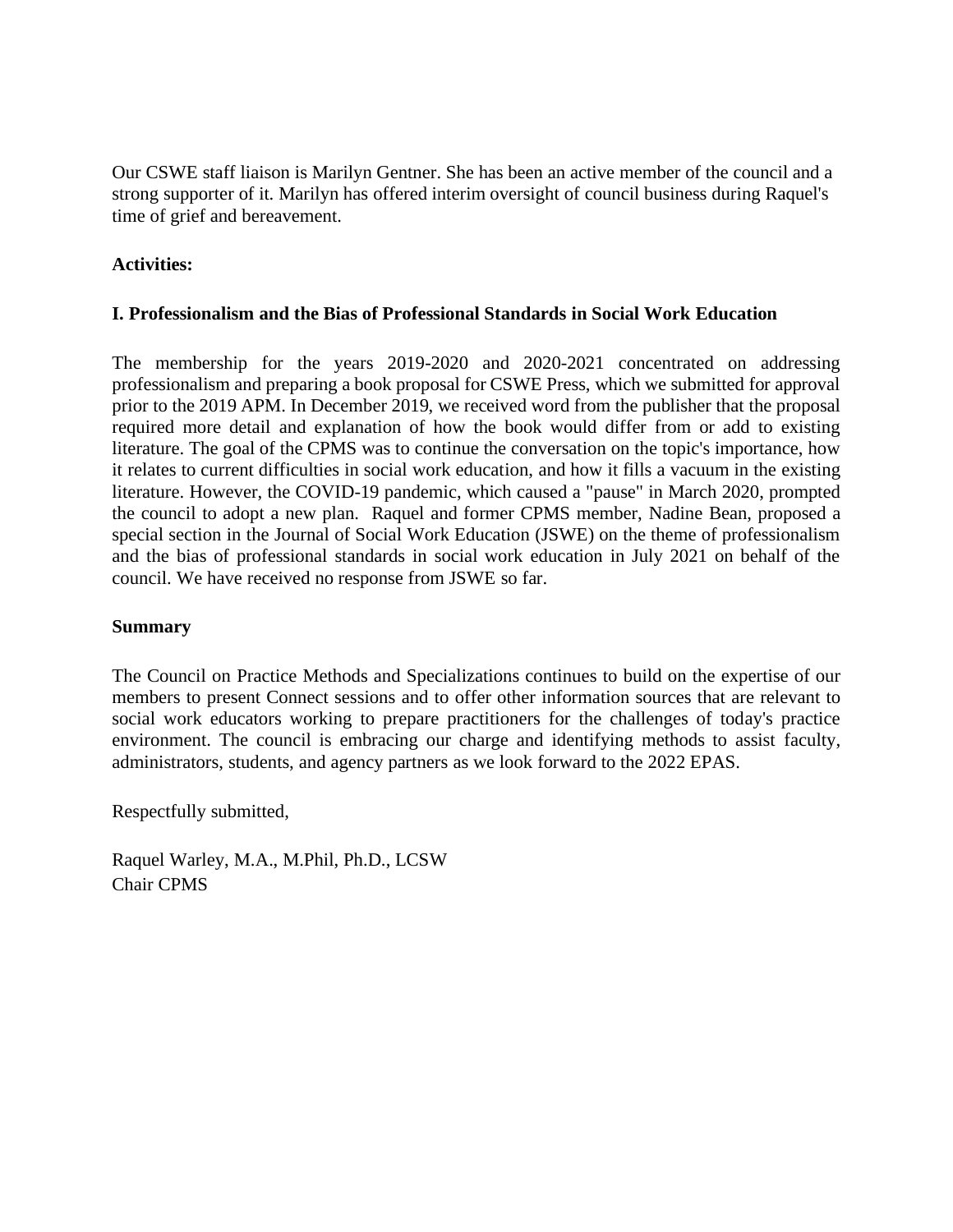Our CSWE staff liaison is Marilyn Gentner. She has been an active member of the council and a strong supporter of it. Marilyn has offered interim oversight of council business during Raquel's time of grief and bereavement.

**Activities:**

**I. Professionalism and the Bias of Professional Standards in Social Work Education**

The membership for the years 2019-2020 and 2020-2021 concentrated on addressing professionalism and preparing a book proposal for CSWE Press, which we submitted for approval prior to the 2019 APM. In December 2019, we received word from the publisher that the proposal required more detail and explanation of how the book would differ from or add to existing literature. The goal of the CPMS was to continue the conversation on the topic's importance, how it relates to current difficulties in social work education, and how it fills a vacuum in the existing literature. However, the COVID-19 pandemic, which caused a "pause" in March 2020, prompted the council to adopt a new plan. Raquel and former CPMS member, Nadine Bean, proposed a special section in the Journal of Social Work Education (JSWE) on the theme of professionalism and the bias of professional standards in social work education in July 2021 on behalf of the council. We have received no response from JSWE so far.

**Summary**

The Council on Practice Methods and Specializations continues to build on the expertise of our members to present Connect sessions and to offer other information sources that are relevant to social work educators working to prepare practitioners for the challenges of today's practice environment. The council is embracing our charge and identifying methods to assist faculty, administrators, students, and agency partners as we look forward to the 2022 EPAS.

Respectfully submitted,

Raquel Warley, M.A., M.Phil, Ph.D., LCSW
Chair CPMS